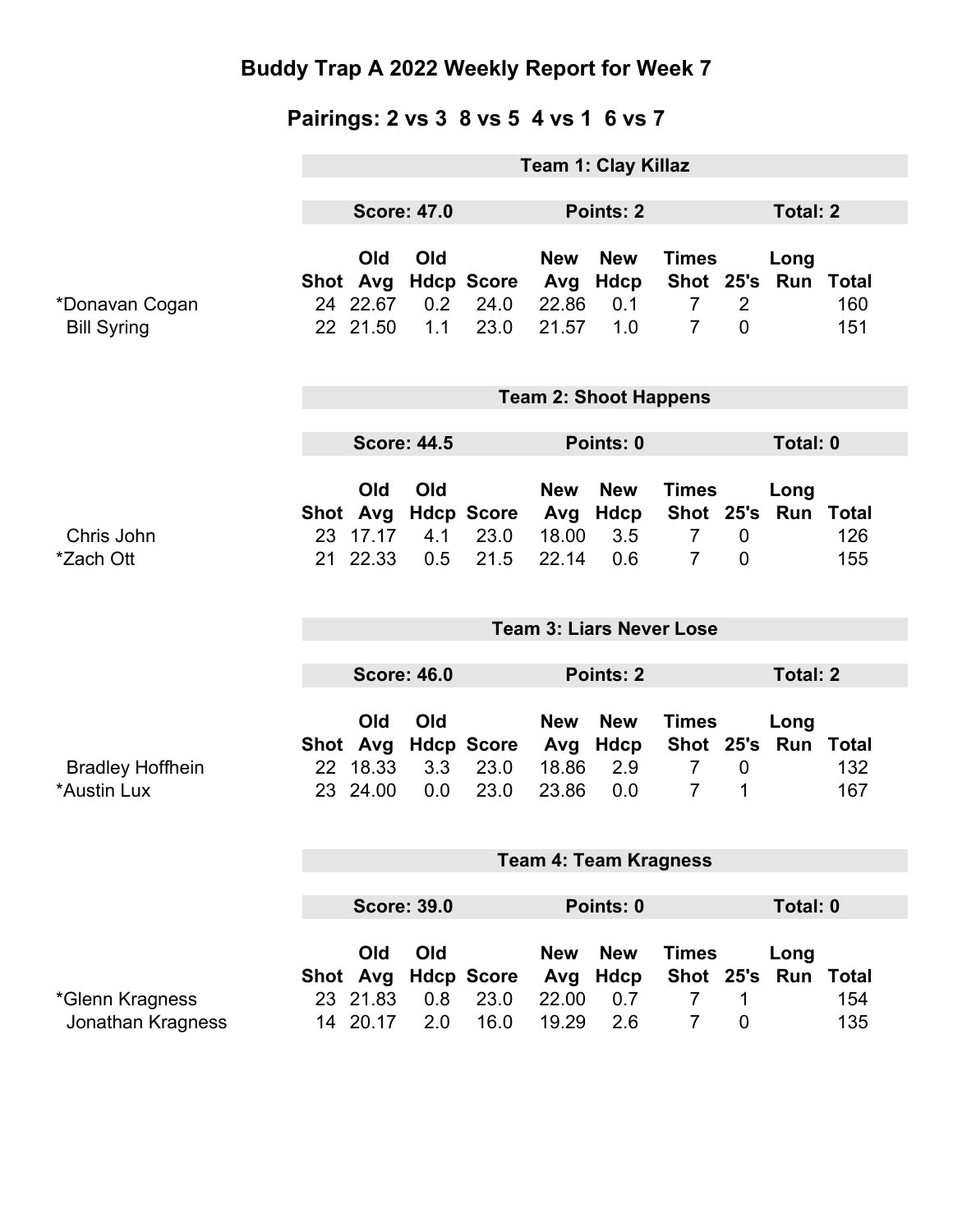# Buddy Trap A 2022 Weekly Report for Week 7

## Pairings: 2 vs 3 8 vs 5 4 vs 1 6 vs 7

### Team 1: Clay Killaz

**Score: 47.0** | **Points: 2** | **Total: 2**

| | Shot | Old Avg | Old Hdcp | Score | New Avg | New Hdcp | Times Shot | 25's | Long Run | Total |
|---|---|---|---|---|---|---|---|---|---|---|
| *Donavan Cogan | 24 | 22.67 | 0.2 | 24.0 | 22.86 | 0.1 | 7 | 2 | | 160 |
| Bill Syring | 22 | 21.50 | 1.1 | 23.0 | 21.57 | 1.0 | 7 | 0 | | 151 |

### Team 2: Shoot Happens

**Score: 44.5** | **Points: 0** | **Total: 0**

| | Shot | Old Avg | Old Hdcp | Score | New Avg | New Hdcp | Times Shot | 25's | Long Run | Total |
|---|---|---|---|---|---|---|---|---|---|---|
| Chris John | 23 | 17.17 | 4.1 | 23.0 | 18.00 | 3.5 | 7 | 0 | | 126 |
| *Zach Ott | 21 | 22.33 | 0.5 | 21.5 | 22.14 | 0.6 | 7 | 0 | | 155 |

### Team 3: Liars Never Lose

**Score: 46.0** | **Points: 2** | **Total: 2**

| | Shot | Old Avg | Old Hdcp | Score | New Avg | New Hdcp | Times Shot | 25's | Long Run | Total |
|---|---|---|---|---|---|---|---|---|---|---|
| Bradley Hoffhein | 22 | 18.33 | 3.3 | 23.0 | 18.86 | 2.9 | 7 | 0 | | 132 |
| *Austin Lux | 23 | 24.00 | 0.0 | 23.0 | 23.86 | 0.0 | 7 | 1 | | 167 |

### Team 4: Team Kragness

**Score: 39.0** | **Points: 0** | **Total: 0**

| | Shot | Old Avg | Old Hdcp | Score | New Avg | New Hdcp | Times Shot | 25's | Long Run | Total |
|---|---|---|---|---|---|---|---|---|---|---|
| *Glenn Kragness | 23 | 21.83 | 0.8 | 23.0 | 22.00 | 0.7 | 7 | 1 | | 154 |
| Jonathan Kragness | 14 | 20.17 | 2.0 | 16.0 | 19.29 | 2.6 | 7 | 0 | | 135 |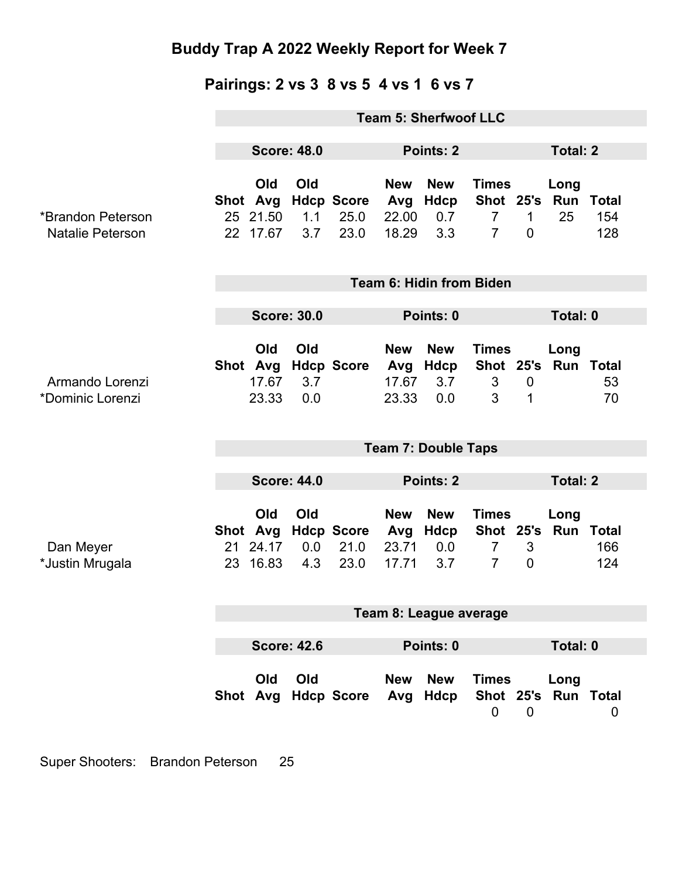# Buddy Trap A 2022 Weekly Report for Week 7

## Pairings: 2 vs 3 8 vs 5 4 vs 1 6 vs 7

### Team 5: Sherfwoof LLC

**Score: 48.0** | **Points: 2** | **Total: 2**

| | Shot | Old Avg | Old Hdcp | Score | New Avg | New Hdcp | Times Shot | 25's | Long Run | Total |
|---|---|---|---|---|---|---|---|---|---|---|
| *Brandon Peterson | 25 | 21.50 | 1.1 | 25.0 | 22.00 | 0.7 | 7 | 1 | 25 | 154 |
| Natalie Peterson | 22 | 17.67 | 3.7 | 23.0 | 18.29 | 3.3 | 7 | 0 | | 128 |

### Team 6: Hidin from Biden

**Score: 30.0** | **Points: 0** | **Total: 0**

| | Shot | Old Avg | Old Hdcp | Score | New Avg | New Hdcp | Times Shot | 25's | Long Run | Total |
|---|---|---|---|---|---|---|---|---|---|---|
| Armando Lorenzi | | 17.67 | 3.7 | | 17.67 | 3.7 | 3 | 0 | | 53 |
| *Dominic Lorenzi | | 23.33 | 0.0 | | 23.33 | 0.0 | 3 | 1 | | 70 |

### Team 7: Double Taps

**Score: 44.0** | **Points: 2** | **Total: 2**

| | Shot | Old Avg | Old Hdcp | Score | New Avg | New Hdcp | Times Shot | 25's | Long Run | Total |
|---|---|---|---|---|---|---|---|---|---|---|
| Dan Meyer | 21 | 24.17 | 0.0 | 21.0 | 23.71 | 0.0 | 7 | 3 | | 166 |
| *Justin Mrugala | 23 | 16.83 | 4.3 | 23.0 | 17.71 | 3.7 | 7 | 0 | | 124 |

### Team 8: League average

**Score: 42.6** | **Points: 0** | **Total: 0**

| | Shot | Old Avg | Old Hdcp | Score | New Avg | New Hdcp | Times Shot | 25's | Long Run | Total |
|---|---|---|---|---|---|---|---|---|---|---|
| | | | | | | | 0 | 0 | | 0 |

Super Shooters: Brandon Peterson 25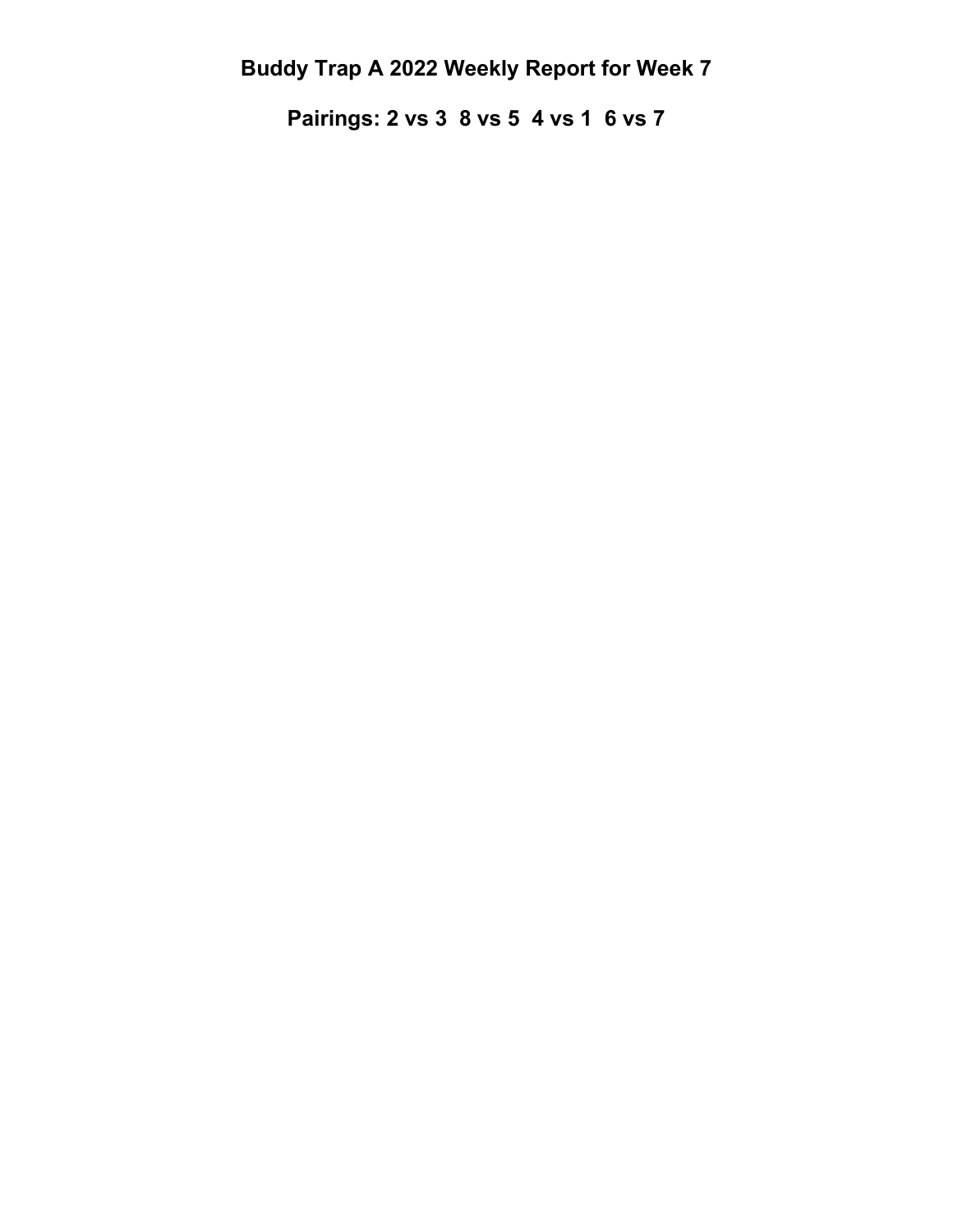# Buddy Trap A 2022 Weekly Report for Week 7

## Pairings: 2 vs 3  8 vs 5  4 vs 1  6 vs 7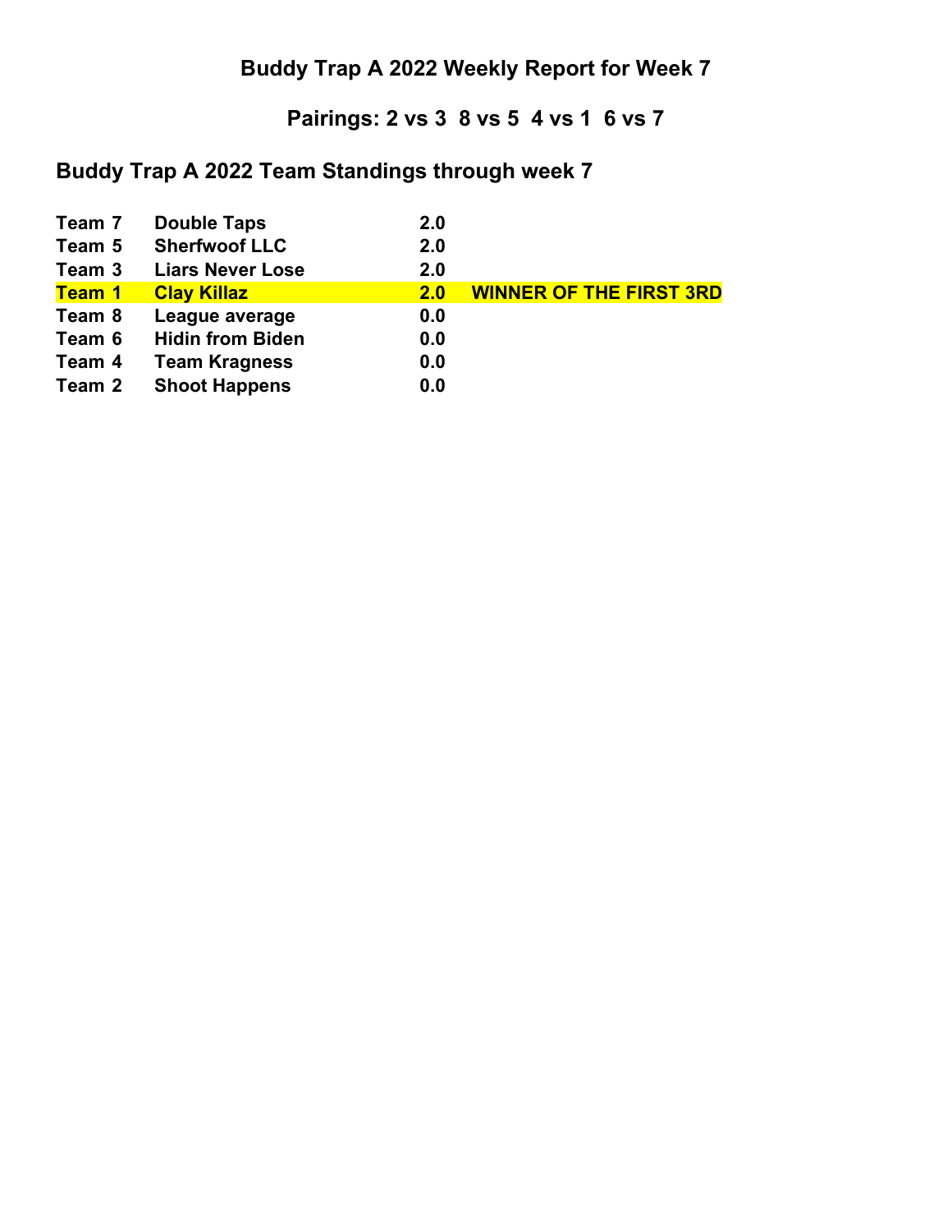# Buddy Trap A 2022 Weekly Report for Week 7

## Pairings: 2 vs 3  8 vs 5  4 vs 1  6 vs 7

## Buddy Trap A 2022 Team Standings through week 7

| Team | Name | Points | |
|---|---|---|---|
| Team 7 | Double Taps | 2.0 | |
| Team 5 | Sherfwoof LLC | 2.0 | |
| Team 3 | Liars Never Lose | 2.0 | |
| Team 1 | Clay Killaz | 2.0 | WINNER OF THE FIRST 3RD |
| Team 8 | League average | 0.0 | |
| Team 6 | Hidin from Biden | 0.0 | |
| Team 4 | Team Kragness | 0.0 | |
| Team 2 | Shoot Happens | 0.0 | |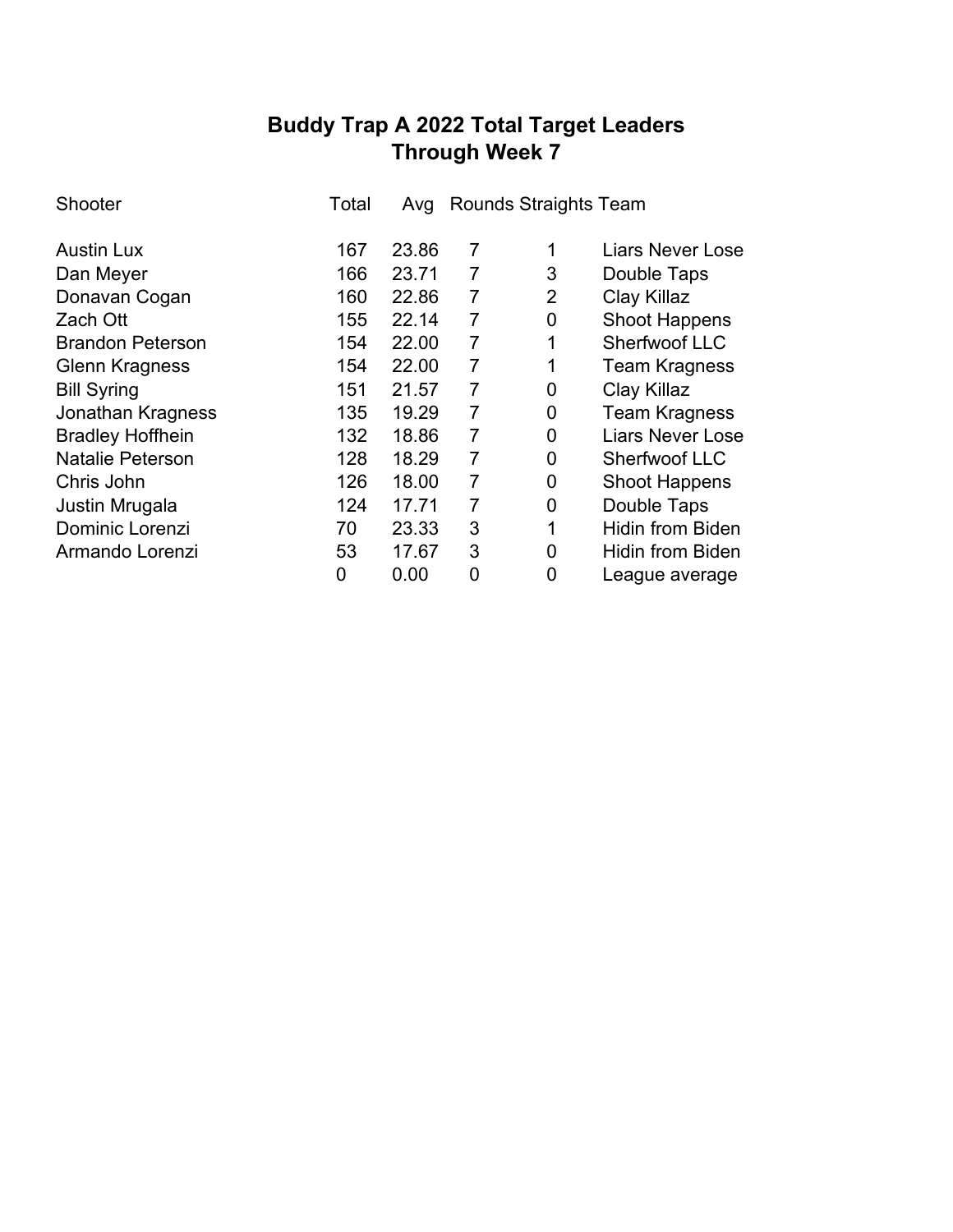# Buddy Trap A 2022 Total Target Leaders
## Through Week 7

| Shooter | Total | Avg | Rounds | Straights | Team |
|---|---|---|---|---|---|
| Austin Lux | 167 | 23.86 | 7 | 1 | Liars Never Lose |
| Dan Meyer | 166 | 23.71 | 7 | 3 | Double Taps |
| Donavan Cogan | 160 | 22.86 | 7 | 2 | Clay Killaz |
| Zach Ott | 155 | 22.14 | 7 | 0 | Shoot Happens |
| Brandon Peterson | 154 | 22.00 | 7 | 1 | Sherfwoof LLC |
| Glenn Kragness | 154 | 22.00 | 7 | 1 | Team Kragness |
| Bill Syring | 151 | 21.57 | 7 | 0 | Clay Killaz |
| Jonathan Kragness | 135 | 19.29 | 7 | 0 | Team Kragness |
| Bradley Hoffhein | 132 | 18.86 | 7 | 0 | Liars Never Lose |
| Natalie Peterson | 128 | 18.29 | 7 | 0 | Sherfwoof LLC |
| Chris John | 126 | 18.00 | 7 | 0 | Shoot Happens |
| Justin Mrugala | 124 | 17.71 | 7 | 0 | Double Taps |
| Dominic Lorenzi | 70 | 23.33 | 3 | 1 | Hidin from Biden |
| Armando Lorenzi | 53 | 17.67 | 3 | 0 | Hidin from Biden |
| | 0 | 0.00 | 0 | 0 | League average |